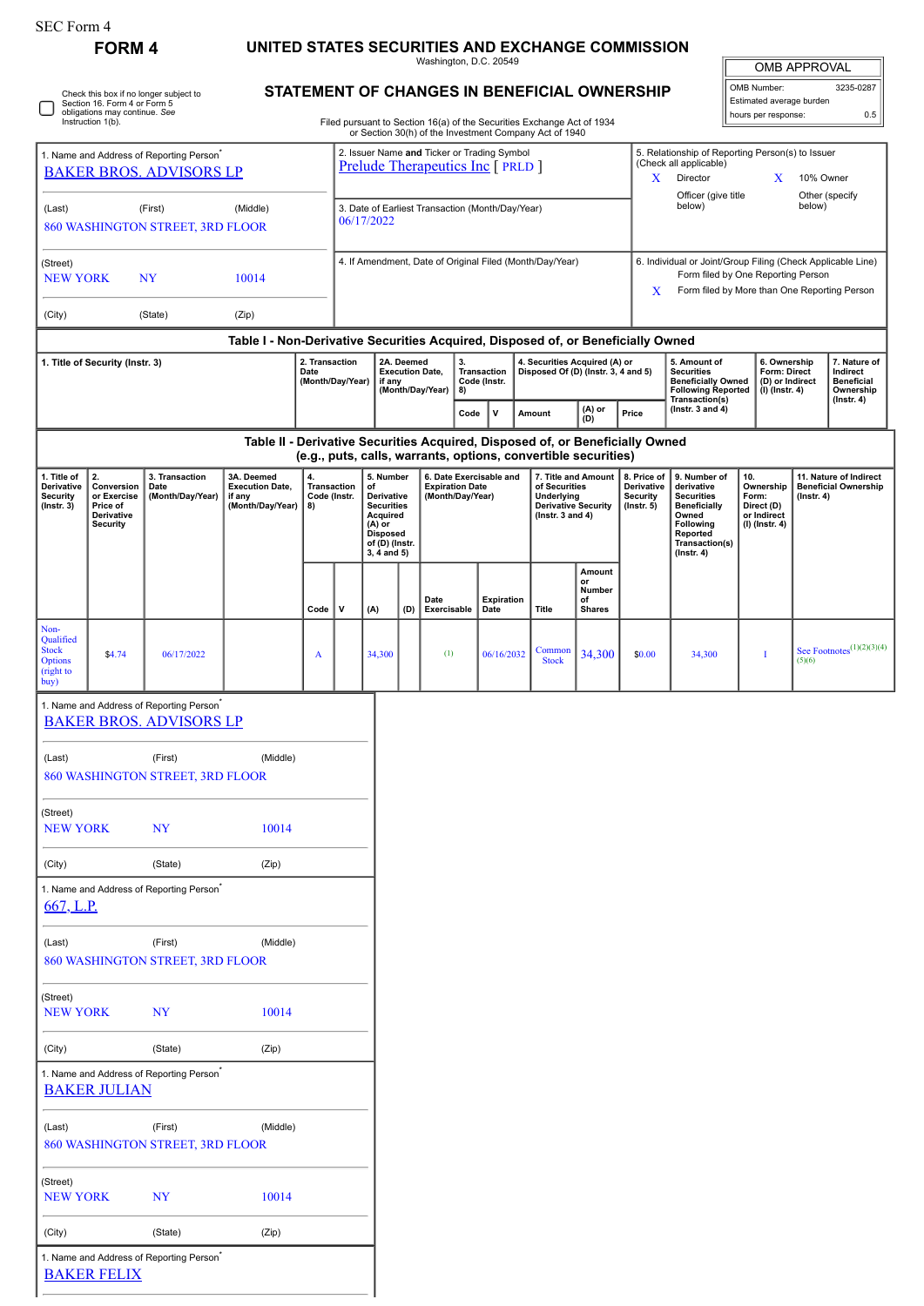SEC Form 4

# FORM 4

## UNITED STATES SECURITIES AND EXCHANGE COMMISSION

Washington, D.C. 20549

## STATEMENT OF CHANGES IN BENEFICIAL OWNERSHIP

Filed pursuant to Section 16(a) of the Securities Exchange Act of 1934 or Section 30(h) of the Investment Company Act of 1940

| OMB APPROVAL | |
|---|---|
| OMB Number: | 3235-0287 |
| Estimated average burden | |
| hours per response: | 0.5 |

☐ Check this box if no longer subject to Section 16. Form 4 or Form 5 obligations may continue. *See* Instruction 1(b).

1. Name and Address of Reporting Person*
BAKER BROS. ADVISORS LP

(Last) (First) (Middle)
860 WASHINGTON STREET, 3RD FLOOR

(Street)
NEW YORK NY 10014

(City) (State) (Zip)

2. Issuer Name **and** Ticker or Trading Symbol
Prelude Therapeutics Inc [ PRLD ]

3. Date of Earliest Transaction (Month/Day/Year)
06/17/2022

4. If Amendment, Date of Original Filed (Month/Day/Year)

5. Relationship of Reporting Person(s) to Issuer (Check all applicable)
X Director
X 10% Owner
Officer (give title below)
Other (specify below)

6. Individual or Joint/Group Filing (Check Applicable Line)
Form filed by One Reporting Person
X Form filed by More than One Reporting Person

### Table I - Non-Derivative Securities Acquired, Disposed of, or Beneficially Owned

| 1. Title of Security (Instr. 3) | 2. Transaction Date (Month/Day/Year) | 2A. Deemed Execution Date, if any (Month/Day/Year) | 3. Transaction Code (Instr. 8) | | 4. Securities Acquired (A) or Disposed Of (D) (Instr. 3, 4 and 5) | | | 5. Amount of Securities Beneficially Owned Following Reported Transaction(s) (Instr. 3 and 4) | 6. Ownership Form: Direct (D) or Indirect (I) (Instr. 4) | 7. Nature of Indirect Beneficial Ownership (Instr. 4) |
|---|---|---|---|---|---|---|---|---|---|---|
| | | | Code | V | Amount | (A) or (D) | Price | | | |

### Table II - Derivative Securities Acquired, Disposed of, or Beneficially Owned (e.g., puts, calls, warrants, options, convertible securities)

| 1. Title of Derivative Security (Instr. 3) | 2. Conversion or Exercise Price of Derivative Security | 3. Transaction Date (Month/Day/Year) | 3A. Deemed Execution Date, if any (Month/Day/Year) | 4. Transaction Code (Instr. 8) | | 5. Number of Derivative Securities Acquired (A) or Disposed of (D) (Instr. 3, 4 and 5) | | 6. Date Exercisable and Expiration Date (Month/Day/Year) | | 7. Title and Amount of Securities Underlying Derivative Security (Instr. 3 and 4) | | 8. Price of Derivative Security (Instr. 5) | 9. Number of derivative Securities Beneficially Owned Following Reported Transaction(s) (Instr. 4) | 10. Ownership Form: Direct (D) or Indirect (I) (Instr. 4) | 11. Nature of Indirect Beneficial Ownership (Instr. 4) |
|---|---|---|---|---|---|---|---|---|---|---|---|---|---|---|---|
| | | | | Code | V | (A) | (D) | Date Exercisable | Expiration Date | Title | Amount or Number of Shares | | | | |
| Non-Qualified Stock Options (right to buy) | $4.74 | 06/17/2022 | | A | | 34,300 | | (1) | 06/16/2032 | Common Stock | 34,300 | $0.00 | 34,300 | I | See Footnotes(1)(2)(3)(4)(5)(6) |

1. Name and Address of Reporting Person*
BAKER BROS. ADVISORS LP

(Last) (First) (Middle)
860 WASHINGTON STREET, 3RD FLOOR

(Street)
NEW YORK NY 10014

(City) (State) (Zip)

1. Name and Address of Reporting Person*
667, L.P.

(Last) (First) (Middle)
860 WASHINGTON STREET, 3RD FLOOR

(Street)
NEW YORK NY 10014

(City) (State) (Zip)

1. Name and Address of Reporting Person*
BAKER JULIAN

(Last) (First) (Middle)
860 WASHINGTON STREET, 3RD FLOOR

(Street)
NEW YORK NY 10014

(City) (State) (Zip)

1. Name and Address of Reporting Person*
BAKER FELIX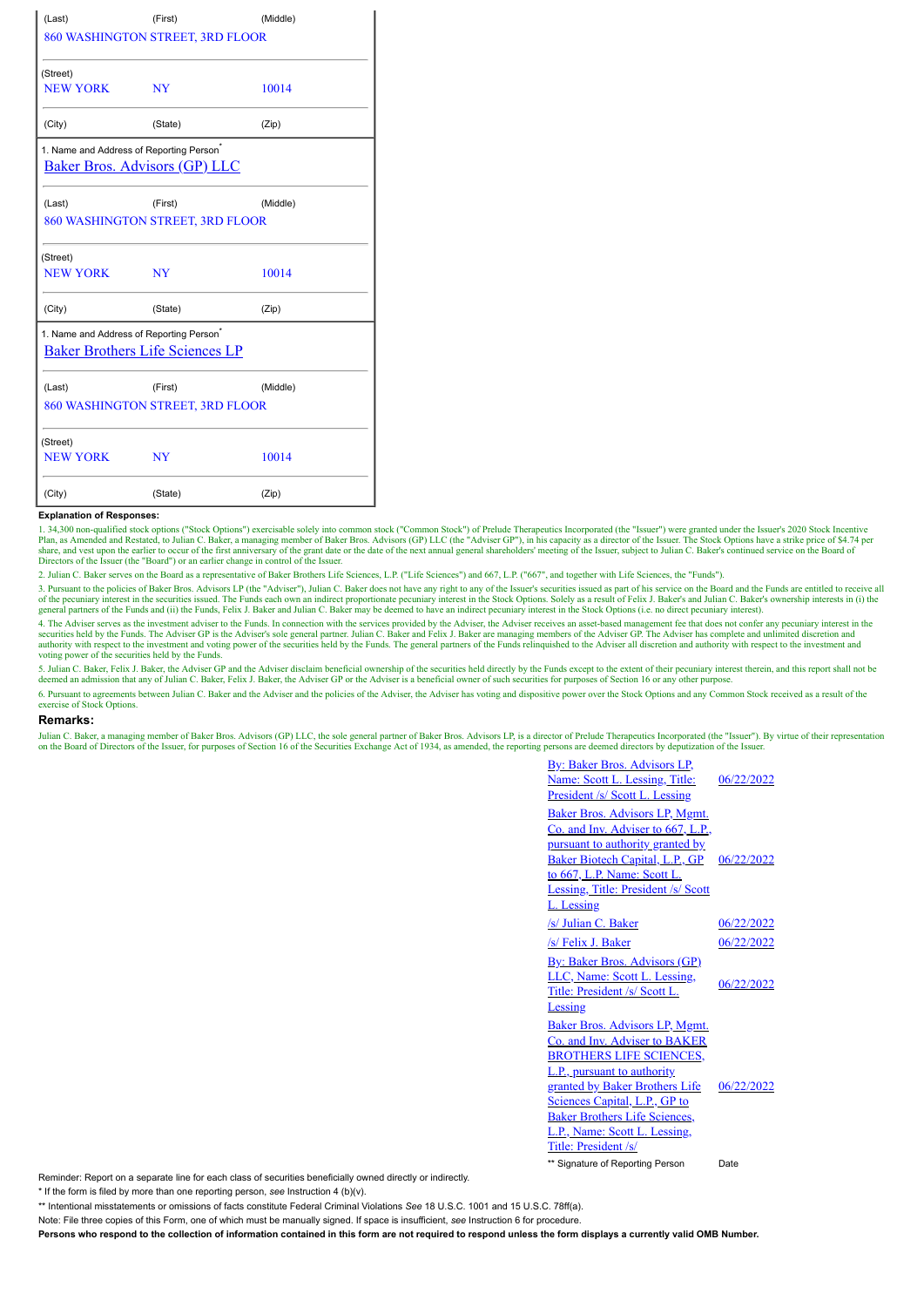| (Last) | (First) | (Middle) |
|---|---|---|
| 860 WASHINGTON STREET, 3RD FLOOR | | |
| (Street) | | |
| NEW YORK | NY | 10014 |
| (City) | (State) | (Zip) |

1. Name and Address of Reporting Person*

Baker Bros. Advisors (GP) LLC

| (Last) | (First) | (Middle) |
|---|---|---|
| 860 WASHINGTON STREET, 3RD FLOOR | | |
| (Street) | | |
| NEW YORK | NY | 10014 |
| (City) | (State) | (Zip) |

1. Name and Address of Reporting Person*

Baker Brothers Life Sciences LP

| (Last) | (First) | (Middle) |
|---|---|---|
| 860 WASHINGTON STREET, 3RD FLOOR | | |
| (Street) | | |
| NEW YORK | NY | 10014 |
| (City) | (State) | (Zip) |

**Explanation of Responses:**

1. 34,300 non-qualified stock options ("Stock Options") exercisable solely into common stock ("Common Stock") of Prelude Therapeutics Incorporated (the "Issuer") were granted under the Issuer's 2020 Stock Incentive Plan, as Amended and Restated, to Julian C. Baker, a managing member of Baker Bros. Advisors (GP) LLC (the "Adviser GP"), in his capacity as a director of the Issuer. The Stock Options have a strike price of $4.74 per share, and vest upon the earlier to occur of the first anniversary of the grant date or the date of the next annual general shareholders' meeting of the Issuer, subject to Julian C. Baker's continued service on the Board of Directors of the Issuer (the "Board") or an earlier change in control of the Issuer.

2. Julian C. Baker serves on the Board as a representative of Baker Brothers Life Sciences, L.P. ("Life Sciences") and 667, L.P. ("667", and together with Life Sciences, the "Funds").

3. Pursuant to the policies of Baker Bros. Advisors LP (the "Adviser"), Julian C. Baker does not have any right to any of the Issuer's securities issued as part of his service on the Board and the Funds are entitled to receive all of the pecuniary interest in the securities issued. The Funds each own an indirect proportionate pecuniary interest in the Stock Options. Solely as a result of Felix J. Baker's and Julian C. Baker's ownership interests in (i) the general partners of the Funds and (ii) the Funds, Felix J. Baker and Julian C. Baker may be deemed to have an indirect pecuniary interest in the Stock Options (i.e. no direct pecuniary interest).

4. The Adviser serves as the investment adviser to the Funds. In connection with the services provided by the Adviser, the Adviser receives an asset-based management fee that does not confer any pecuniary interest in the securities held by the Funds. The Adviser GP is the Adviser's sole general partner. Julian C. Baker and Felix J. Baker are managing members of the Adviser GP. The Adviser has complete and unlimited discretion and authority with respect to the investment and voting power of the securities held by the Funds. The general partners of the Funds relinquished to the Adviser all discretion and authority with respect to the investment and voting power of the securities held by the Funds.

5. Julian C. Baker, Felix J. Baker, the Adviser GP and the Adviser disclaim beneficial ownership of the securities held directly by the Funds except to the extent of their pecuniary interest therein, and this report shall not be deemed an admission that any of Julian C. Baker, Felix J. Baker, the Adviser GP or the Adviser is a beneficial owner of such securities for purposes of Section 16 or any other purpose.

6. Pursuant to agreements between Julian C. Baker and the Adviser and the policies of the Adviser, the Adviser has voting and dispositive power over the Stock Options and any Common Stock received as a result of the exercise of Stock Options.

**Remarks:**

Julian C. Baker, a managing member of Baker Bros. Advisors (GP) LLC, the sole general partner of Baker Bros. Advisors LP, is a director of Prelude Therapeutics Incorporated (the "Issuer"). By virtue of their representation on the Board of Directors of the Issuer, for purposes of Section 16 of the Securities Exchange Act of 1934, as amended, the reporting persons are deemed directors by deputization of the Issuer.

| | |
|---|---|
| By: Baker Bros. Advisors LP, Name: Scott L. Lessing, Title: President /s/ Scott L. Lessing | 06/22/2022 |
| Baker Bros. Advisors LP, Mgmt. Co. and Inv. Adviser to 667, L.P., pursuant to authority granted by Baker Biotech Capital, L.P., GP to 667, L.P. Name: Scott L. Lessing, Title: President /s/ Scott L. Lessing | 06/22/2022 |
| /s/ Julian C. Baker | 06/22/2022 |
| /s/ Felix J. Baker | 06/22/2022 |
| By: Baker Bros. Advisors (GP) LLC, Name: Scott L. Lessing, Title: President /s/ Scott L. Lessing | 06/22/2022 |
| Baker Bros. Advisors LP, Mgmt. Co. and Inv. Adviser to BAKER BROTHERS LIFE SCIENCES, L.P., pursuant to authority granted by Baker Brothers Life Sciences Capital, L.P., GP to Baker Brothers Life Sciences, L.P., Name: Scott L. Lessing, Title: President /s/ | 06/22/2022 |
| ** Signature of Reporting Person | Date |

Reminder: Report on a separate line for each class of securities beneficially owned directly or indirectly.

\* If the form is filed by more than one reporting person, *see* Instruction 4 (b)(v).

\*\* Intentional misstatements or omissions of facts constitute Federal Criminal Violations *See* 18 U.S.C. 1001 and 15 U.S.C. 78ff(a).

Note: File three copies of this Form, one of which must be manually signed. If space is insufficient, *see* Instruction 6 for procedure.

**Persons who respond to the collection of information contained in this form are not required to respond unless the form displays a currently valid OMB Number.**